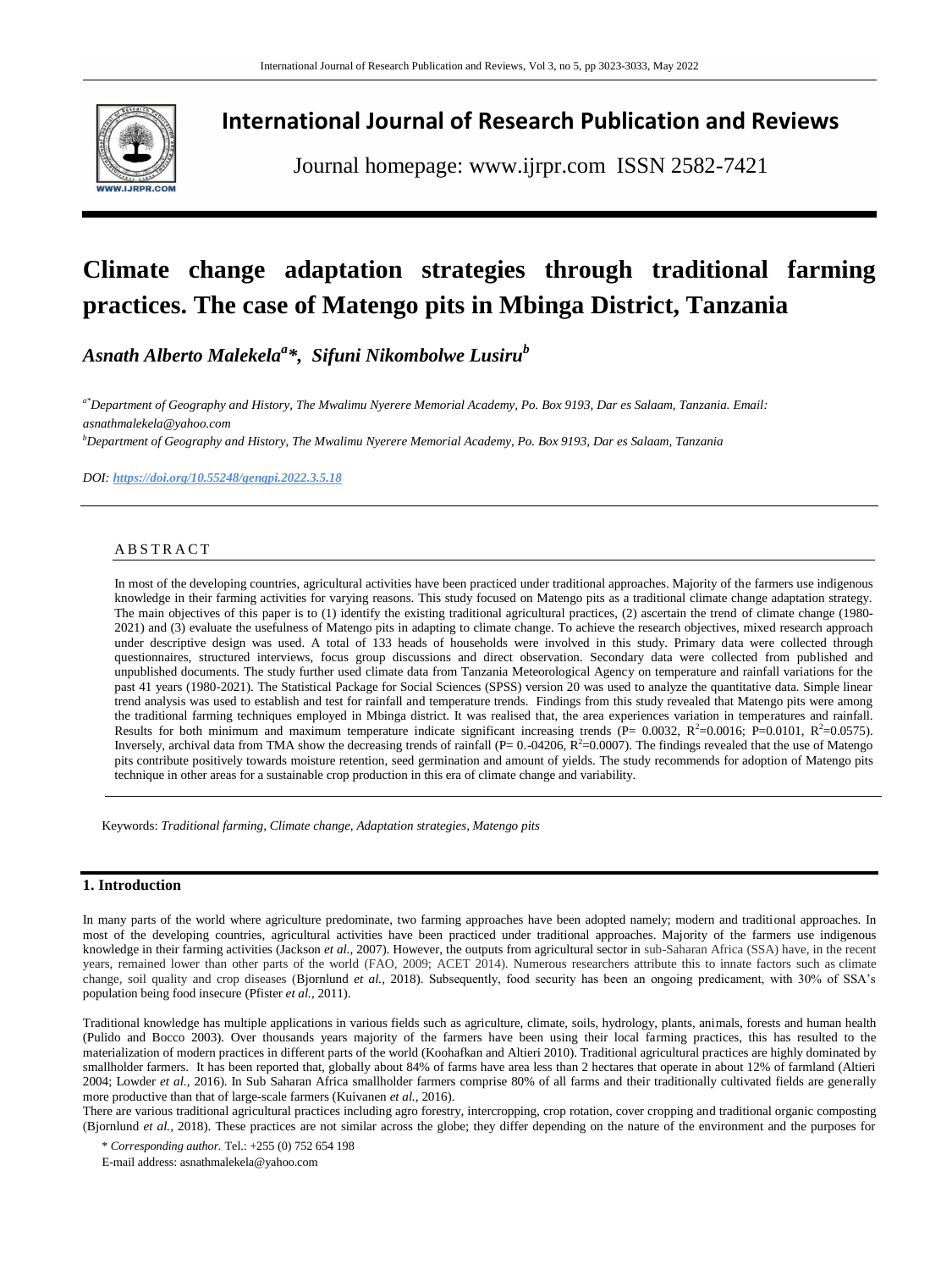# International Journal of Research Publication and Reviews

Journal homepage: www.ijrpr.com ISSN 2582-7421

# Climate change adaptation strategies through traditional farming practices. The case of Matengo pits in Mbinga District, Tanzania

***Asnath Alberto Malekela[a]\*, Sifuni Nikombolwe Lusiru[b]***

[a*] *Department of Geography and History, The Mwalimu Nyerere Memorial Academy, Po. Box 9193, Dar es Salaam, Tanzania. Email: asnathmalekela@yahoo.com*

[b] *Department of Geography and History, The Mwalimu Nyerere Memorial Academy, Po. Box 9193, Dar es Salaam, Tanzania*

*DOI: https://doi.org/10.55248/gengpi.2022.3.5.18*

## ABSTRACT

In most of the developing countries, agricultural activities have been practiced under traditional approaches. Majority of the farmers use indigenous knowledge in their farming activities for varying reasons. This study focused on Matengo pits as a traditional climate change adaptation strategy. The main objectives of this paper is to (1) identify the existing traditional agricultural practices, (2) ascertain the trend of climate change (1980-2021) and (3) evaluate the usefulness of Matengo pits in adapting to climate change. To achieve the research objectives, mixed research approach under descriptive design was used. A total of 133 heads of households were involved in this study. Primary data were collected through questionnaires, structured interviews, focus group discussions and direct observation. Secondary data were collected from published and unpublished documents. The study further used climate data from Tanzania Meteorological Agency on temperature and rainfall variations for the past 41 years (1980-2021). The Statistical Package for Social Sciences (SPSS) version 20 was used to analyze the quantitative data. Simple linear trend analysis was used to establish and test for rainfall and temperature trends. Findings from this study revealed that Matengo pits were among the traditional farming techniques employed in Mbinga district. It was realised that, the area experiences variation in temperatures and rainfall. Results for both minimum and maximum temperature indicate significant increasing trends (P= 0.0032, $R^2$=0.0016; P=0.0101, $R^2$=0.0575). Inversely, archival data from TMA show the decreasing trends of rainfall (P= 0.-04206, $R^2$=0.0007). The findings revealed that the use of Matengo pits contribute positively towards moisture retention, seed germination and amount of yields. The study recommends for adoption of Matengo pits technique in other areas for a sustainable crop production in this era of climate change and variability.

Keywords: *Traditional farming, Climate change, Adaptation strategies, Matengo pits*

## 1. Introduction

In many parts of the world where agriculture predominate, two farming approaches have been adopted namely; modern and traditional approaches. In most of the developing countries, agricultural activities have been practiced under traditional approaches. Majority of the farmers use indigenous knowledge in their farming activities (Jackson *et al.*, 2007). However, the outputs from agricultural sector in sub-Saharan Africa (SSA) have, in the recent years, remained lower than other parts of the world (FAO, 2009; ACET 2014). Numerous researchers attribute this to innate factors such as climate change, soil quality and crop diseases (Bjornlund *et al.*, 2018). Subsequently, food security has been an ongoing predicament, with 30% of SSA's population being food insecure (Pfister *et al.*, 2011).

Traditional knowledge has multiple applications in various fields such as agriculture, climate, soils, hydrology, plants, animals, forests and human health (Pulido and Bocco 2003). Over thousands years majority of the farmers have been using their local farming practices, this has resulted to the materialization of modern practices in different parts of the world (Koohafkan and Altieri 2010). Traditional agricultural practices are highly dominated by smallholder farmers. It has been reported that, globally about 84% of farms have area less than 2 hectares that operate in about 12% of farmland (Altieri 2004; Lowder *et al.*, 2016). In Sub Saharan Africa smallholder farmers comprise 80% of all farms and their traditionally cultivated fields are generally more productive than that of large-scale farmers (Kuivanen *et al.*, 2016).

There are various traditional agricultural practices including agro forestry, intercropping, crop rotation, cover cropping and traditional organic composting (Bjornlund *et al.*, 2018). These practices are not similar across the globe; they differ depending on the nature of the environment and the purposes for

\* *Corresponding author.* Tel.: +255 (0) 752 654 198

E-mail address: asnathmalekela@yahoo.com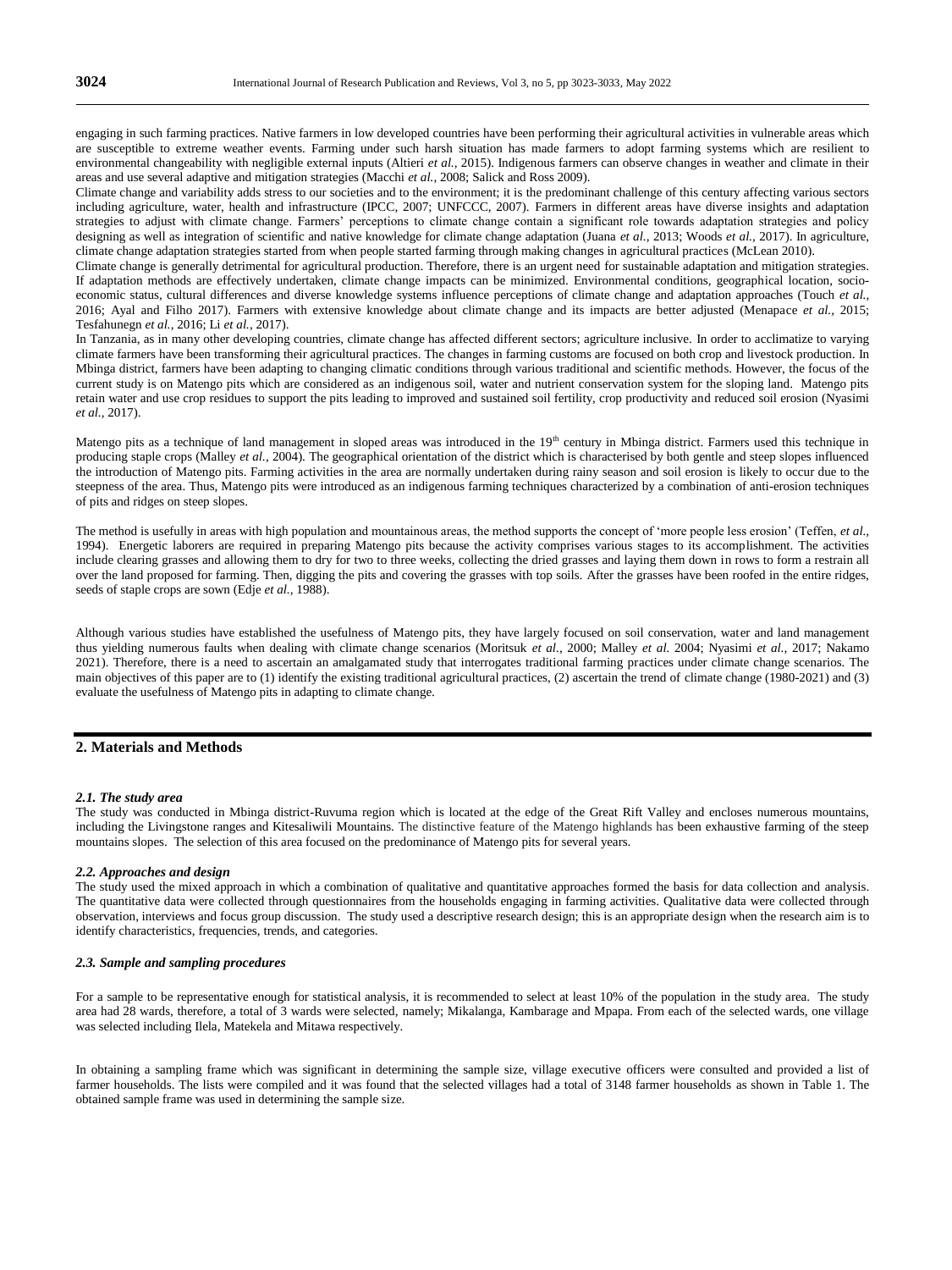engaging in such farming practices. Native farmers in low developed countries have been performing their agricultural activities in vulnerable areas which are susceptible to extreme weather events. Farming under such harsh situation has made farmers to adopt farming systems which are resilient to environmental changeability with negligible external inputs (Altieri *et al.,* 2015). Indigenous farmers can observe changes in weather and climate in their areas and use several adaptive and mitigation strategies (Macchi *et al.,* 2008; Salick and Ross 2009).

Climate change and variability adds stress to our societies and to the environment; it is the predominant challenge of this century affecting various sectors including agriculture, water, health and infrastructure (IPCC, 2007; UNFCCC, 2007). Farmers in different areas have diverse insights and adaptation strategies to adjust with climate change. Farmers' perceptions to climate change contain a significant role towards adaptation strategies and policy designing as well as integration of scientific and native knowledge for climate change adaptation (Juana *et al.,* 2013; Woods *et al.,* 2017). In agriculture, climate change adaptation strategies started from when people started farming through making changes in agricultural practices (McLean 2010).

Climate change is generally detrimental for agricultural production. Therefore, there is an urgent need for sustainable adaptation and mitigation strategies. If adaptation methods are effectively undertaken, climate change impacts can be minimized. Environmental conditions, geographical location, socio-economic status, cultural differences and diverse knowledge systems influence perceptions of climate change and adaptation approaches (Touch *et al.,* 2016; Ayal and Filho 2017). Farmers with extensive knowledge about climate change and its impacts are better adjusted (Menapace *et al.,* 2015; Tesfahunegn *et al.,* 2016; Li *et al.,* 2017).

In Tanzania, as in many other developing countries, climate change has affected different sectors; agriculture inclusive. In order to acclimatize to varying climate farmers have been transforming their agricultural practices. The changes in farming customs are focused on both crop and livestock production. In Mbinga district, farmers have been adapting to changing climatic conditions through various traditional and scientific methods. However, the focus of the current study is on Matengo pits which are considered as an indigenous soil, water and nutrient conservation system for the sloping land. Matengo pits retain water and use crop residues to support the pits leading to improved and sustained soil fertility, crop productivity and reduced soil erosion (Nyasimi *et al.,* 2017).

Matengo pits as a technique of land management in sloped areas was introduced in the 19th century in Mbinga district. Farmers used this technique in producing staple crops (Malley *et al.,* 2004). The geographical orientation of the district which is characterised by both gentle and steep slopes influenced the introduction of Matengo pits. Farming activities in the area are normally undertaken during rainy season and soil erosion is likely to occur due to the steepness of the area. Thus, Matengo pits were introduced as an indigenous farming techniques characterized by a combination of anti-erosion techniques of pits and ridges on steep slopes.

The method is usefully in areas with high population and mountainous areas, the method supports the concept of 'more people less erosion' (Teffen, *et al.,* 1994). Energetic laborers are required in preparing Matengo pits because the activity comprises various stages to its accomplishment. The activities include clearing grasses and allowing them to dry for two to three weeks, collecting the dried grasses and laying them down in rows to form a restrain all over the land proposed for farming. Then, digging the pits and covering the grasses with top soils. After the grasses have been roofed in the entire ridges, seeds of staple crops are sown (Edje *et al.,* 1988).

Although various studies have established the usefulness of Matengo pits, they have largely focused on soil conservation, water and land management thus yielding numerous faults when dealing with climate change scenarios (Moritsuk *et al.,* 2000; Malley *et al.* 2004; Nyasimi *et al.,* 2017; Nakamo 2021). Therefore, there is a need to ascertain an amalgamated study that interrogates traditional farming practices under climate change scenarios. The main objectives of this paper are to (1) identify the existing traditional agricultural practices, (2) ascertain the trend of climate change (1980-2021) and (3) evaluate the usefulness of Matengo pits in adapting to climate change.

## 2. Materials and Methods

### *2.1. The study area*

The study was conducted in Mbinga district-Ruvuma region which is located at the edge of the Great Rift Valley and encloses numerous mountains, including the Livingstone ranges and Kitesaliwili Mountains. The distinctive feature of the Matengo highlands has been exhaustive farming of the steep mountains slopes. The selection of this area focused on the predominance of Matengo pits for several years.

### *2.2. Approaches and design*

The study used the mixed approach in which a combination of qualitative and quantitative approaches formed the basis for data collection and analysis. The quantitative data were collected through questionnaires from the households engaging in farming activities. Qualitative data were collected through observation, interviews and focus group discussion. The study used a descriptive research design; this is an appropriate design when the research aim is to identify characteristics, frequencies, trends, and categories.

### *2.3. Sample and sampling procedures*

For a sample to be representative enough for statistical analysis, it is recommended to select at least 10% of the population in the study area. The study area had 28 wards, therefore, a total of 3 wards were selected, namely; Mikalanga, Kambarage and Mpapa. From each of the selected wards, one village was selected including Ilela, Matekela and Mitawa respectively.

In obtaining a sampling frame which was significant in determining the sample size, village executive officers were consulted and provided a list of farmer households. The lists were compiled and it was found that the selected villages had a total of 3148 farmer households as shown in Table 1. The obtained sample frame was used in determining the sample size.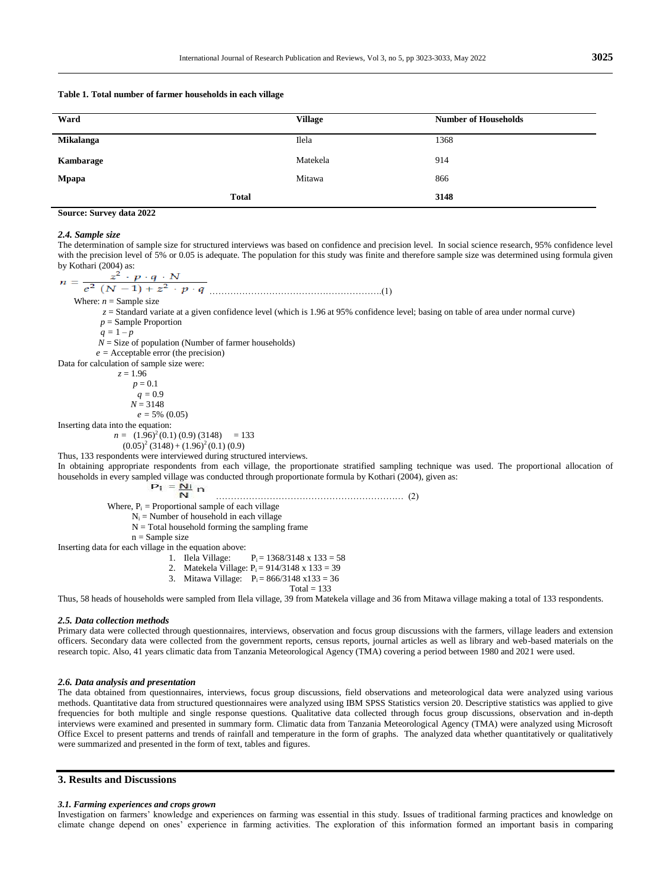**Table 1. Total number of farmer households in each village**

| Ward | Village | Number of Households |
|---|---|---|
| **Mikalanga** | Ilela | 1368 |
| **Kambarage** | Matekela | 914 |
| **Mpapa** | Mitawa | 866 |
| **Total** | | **3148** |

**Source: Survey data 2022**

### *2.4. Sample size*

The determination of sample size for structured interviews was based on confidence and precision level. In social science research, 95% confidence level with the precision level of 5% or 0.05 is adequate. The population for this study was finite and therefore sample size was determined using formula given by Kothari (2004) as:

$$n = \frac{z^2 \cdot p \cdot q \cdot N}{e^2 (N-1) + z^2 \cdot p \cdot q} \quad \text{.......(1)}$$

Where: $n$ = Sample size

$z$ = Standard variate at a given confidence level (which is 1.96 at 95% confidence level; basing on table of area under normal curve)

$p$ = Sample Proportion

$q = 1 - p$

$N$ = Size of population (Number of farmer households)

$e$ = Acceptable error (the precision)

Data for calculation of sample size were:

$z = 1.96$

$p = 0.1$

$q = 0.9$

$N = 3148$

$e = 5\%$ (0.05)

Inserting data into the equation:

$$n = \frac{(1.96)^2 (0.1)(0.9)(3148)}{(0.05)^2 (3148) + (1.96)^2 (0.1)(0.9)} = 133$$

Thus, 133 respondents were interviewed during structured interviews.

In obtaining appropriate respondents from each village, the proportionate stratified sampling technique was used. The proportional allocation of households in every sampled village was conducted through proportionate formula by Kothari (2004), given as:

$$P_i = \frac{N_i}{N} n \quad \text{.......(2)}$$

Where, $P_i$ = Proportional sample of each village

$N_i$ = Number of household in each village

$N$ = Total household forming the sampling frame

$n$ = Sample size

Inserting data for each village in the equation above:

1. Ilela Village: $P_i = 1368/3148 \times 133 = 58$
2. Matekela Village: $P_i = 914/3148 \times 133 = 39$
3. Mitawa Village: $P_i = 866/3148 \times 133 = 36$

Total = 133

Thus, 58 heads of households were sampled from Ilela village, 39 from Matekela village and 36 from Mitawa village making a total of 133 respondents.

### *2.5. Data collection methods*

Primary data were collected through questionnaires, interviews, observation and focus group discussions with the farmers, village leaders and extension officers. Secondary data were collected from the government reports, census reports, journal articles as well as library and web-based materials on the research topic. Also, 41 years climatic data from Tanzania Meteorological Agency (TMA) covering a period between 1980 and 2021 were used.

### *2.6. Data analysis and presentation*

The data obtained from questionnaires, interviews, focus group discussions, field observations and meteorological data were analyzed using various methods. Quantitative data from structured questionnaires were analyzed using IBM SPSS Statistics version 20. Descriptive statistics was applied to give frequencies for both multiple and single response questions. Qualitative data collected through focus group discussions, observation and in-depth interviews were examined and presented in summary form. Climatic data from Tanzania Meteorological Agency (TMA) were analyzed using Microsoft Office Excel to present patterns and trends of rainfall and temperature in the form of graphs. The analyzed data whether quantitatively or qualitatively were summarized and presented in the form of text, tables and figures.

## 3. Results and Discussions

### *3.1. Farming experiences and crops grown*

Investigation on farmers' knowledge and experiences on farming was essential in this study. Issues of traditional farming practices and knowledge on climate change depend on ones' experience in farming activities. The exploration of this information formed an important basis in comparing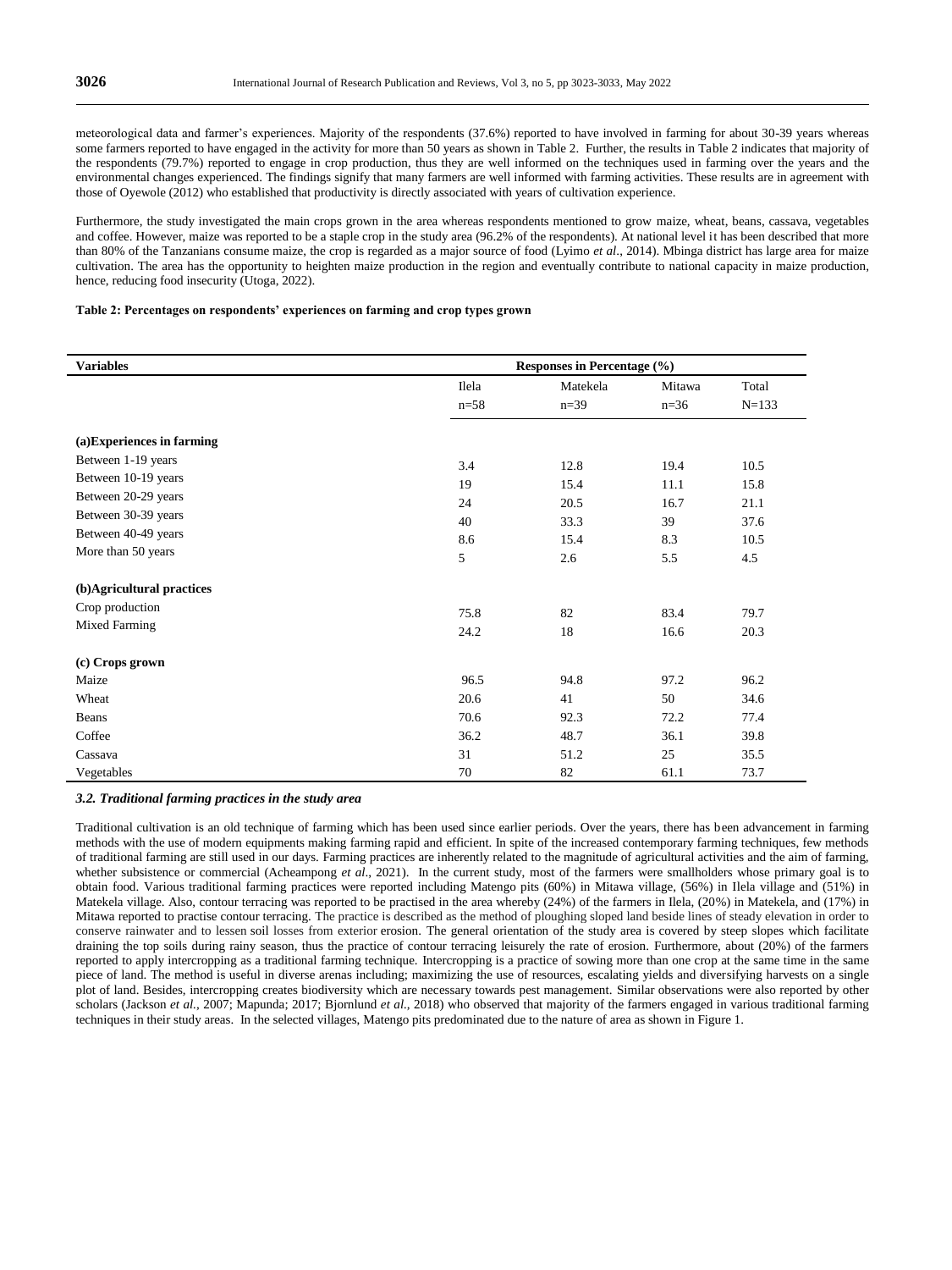meteorological data and farmer's experiences. Majority of the respondents (37.6%) reported to have involved in farming for about 30-39 years whereas some farmers reported to have engaged in the activity for more than 50 years as shown in Table 2. Further, the results in Table 2 indicates that majority of the respondents (79.7%) reported to engage in crop production, thus they are well informed on the techniques used in farming over the years and the environmental changes experienced. The findings signify that many farmers are well informed with farming activities. These results are in agreement with those of Oyewole (2012) who established that productivity is directly associated with years of cultivation experience.

Furthermore, the study investigated the main crops grown in the area whereas respondents mentioned to grow maize, wheat, beans, cassava, vegetables and coffee. However, maize was reported to be a staple crop in the study area (96.2% of the respondents). At national level it has been described that more than 80% of the Tanzanians consume maize, the crop is regarded as a major source of food (Lyimo *et al*., 2014). Mbinga district has large area for maize cultivation. The area has the opportunity to heighten maize production in the region and eventually contribute to national capacity in maize production, hence, reducing food insecurity (Utoga, 2022).

**Table 2: Percentages on respondents' experiences on farming and crop types grown**

| Variables | Responses in Percentage (%) | | | |
|---|---|---|---|---|
| | Ilela n=58 | Matekela n=39 | Mitawa n=36 | Total N=133 |
| **(a)Experiences in farming** | | | | |
| Between 1-19 years | 3.4 | 12.8 | 19.4 | 10.5 |
| Between 10-19 years | 19 | 15.4 | 11.1 | 15.8 |
| Between 20-29 years | 24 | 20.5 | 16.7 | 21.1 |
| Between 30-39 years | 40 | 33.3 | 39 | 37.6 |
| Between 40-49 years | 8.6 | 15.4 | 8.3 | 10.5 |
| More than 50 years | 5 | 2.6 | 5.5 | 4.5 |
| **(b)Agricultural practices** | | | | |
| Crop production | 75.8 | 82 | 83.4 | 79.7 |
| Mixed Farming | 24.2 | 18 | 16.6 | 20.3 |
| **(c) Crops grown** | | | | |
| Maize | 96.5 | 94.8 | 97.2 | 96.2 |
| Wheat | 20.6 | 41 | 50 | 34.6 |
| Beans | 70.6 | 92.3 | 72.2 | 77.4 |
| Coffee | 36.2 | 48.7 | 36.1 | 39.8 |
| Cassava | 31 | 51.2 | 25 | 35.5 |
| Vegetables | 70 | 82 | 61.1 | 73.7 |

### *3.2. Traditional farming practices in the study area*

Traditional cultivation is an old technique of farming which has been used since earlier periods. Over the years, there has been advancement in farming methods with the use of modern equipments making farming rapid and efficient. In spite of the increased contemporary farming techniques, few methods of traditional farming are still used in our days. Farming practices are inherently related to the magnitude of agricultural activities and the aim of farming, whether subsistence or commercial (Acheampong *et al*., 2021). In the current study, most of the farmers were smallholders whose primary goal is to obtain food. Various traditional farming practices were reported including Matengo pits (60%) in Mitawa village, (56%) in Ilela village and (51%) in Matekela village. Also, contour terracing was reported to be practised in the area whereby (24%) of the farmers in Ilela, (20%) in Matekela, and (17%) in Mitawa reported to practise contour terracing. The practice is described as the method of ploughing sloped land beside lines of steady elevation in order to conserve rainwater and to lessen soil losses from exterior erosion. The general orientation of the study area is covered by steep slopes which facilitate draining the top soils during rainy season, thus the practice of contour terracing leisurely the rate of erosion. Furthermore, about (20%) of the farmers reported to apply intercropping as a traditional farming technique. Intercropping is a practice of sowing more than one crop at the same time in the same piece of land. The method is useful in diverse arenas including; maximizing the use of resources, escalating yields and diversifying harvests on a single plot of land. Besides, intercropping creates biodiversity which are necessary towards pest management. Similar observations were also reported by other scholars (Jackson *et al.*, 2007; Mapunda; 2017; Bjornlund *et al.,* 2018) who observed that majority of the farmers engaged in various traditional farming techniques in their study areas. In the selected villages, Matengo pits predominated due to the nature of area as shown in Figure 1.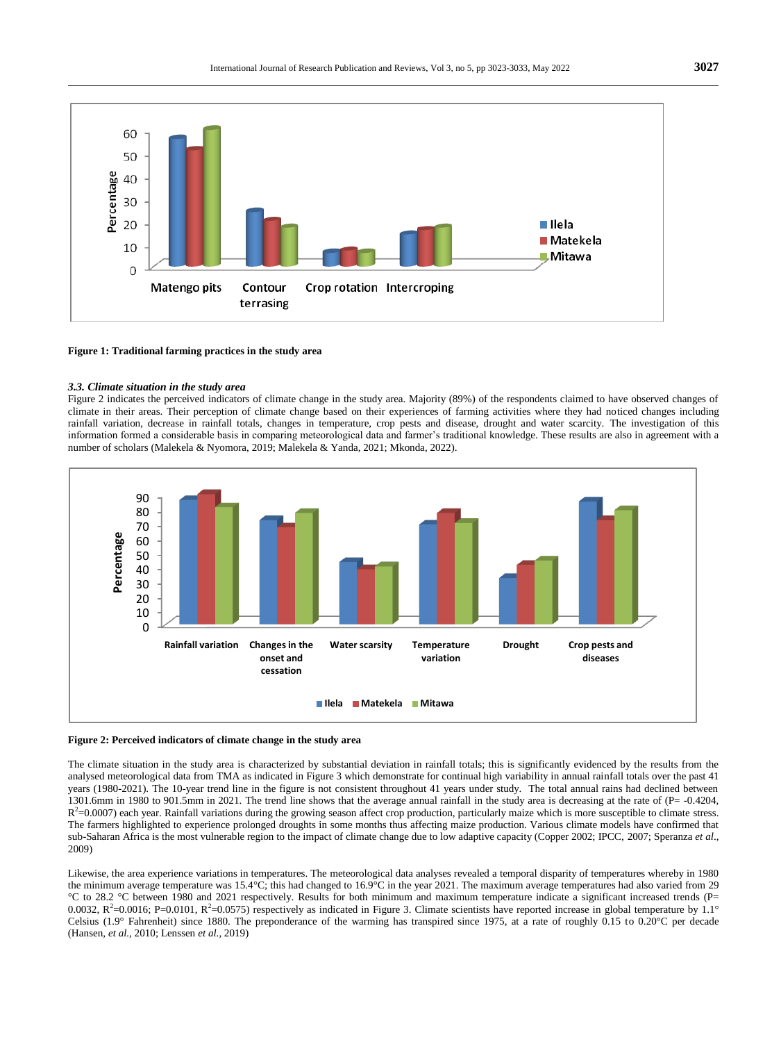Figure 1: Traditional farming practices in the study area

### *3.3. Climate situation in the study area*

Figure 2 indicates the perceived indicators of climate change in the study area. Majority (89%) of the respondents claimed to have observed changes of climate in their areas. Their perception of climate change based on their experiences of farming activities where they had noticed changes including rainfall variation, decrease in rainfall totals, changes in temperature, crop pests and disease, drought and water scarcity. The investigation of this information formed a considerable basis in comparing meteorological data and farmer's traditional knowledge. These results are also in agreement with a number of scholars (Malekela & Nyomora, 2019; Malekela & Yanda, 2021; Mkonda, 2022).

**Figure 2: Perceived indicators of climate change in the study area**

The climate situation in the study area is characterized by substantial deviation in rainfall totals; this is significantly evidenced by the results from the analysed meteorological data from TMA as indicated in Figure 3 which demonstrate for continual high variability in annual rainfall totals over the past 41 years (1980-2021). The 10-year trend line in the figure is not consistent throughout 41 years under study. The total annual rains had declined between 1301.6mm in 1980 to 901.5mm in 2021. The trend line shows that the average annual rainfall in the study area is decreasing at the rate of (P= -0.4204, $R^2$=0.0007) each year. Rainfall variations during the growing season affect crop production, particularly maize which is more susceptible to climate stress. The farmers highlighted to experience prolonged droughts in some months thus affecting maize production. Various climate models have confirmed that sub-Saharan Africa is the most vulnerable region to the impact of climate change due to low adaptive capacity (Copper 2002; IPCC, 2007; Speranza *et al*., 2009)

Likewise, the area experience variations in temperatures. The meteorological data analyses revealed a temporal disparity of temperatures whereby in 1980 the minimum average temperature was 15.4°C; this had changed to 16.9°C in the year 2021. The maximum average temperatures had also varied from 29 °C to 28.2 °C between 1980 and 2021 respectively. Results for both minimum and maximum temperature indicate a significant increased trends (P= 0.0032, $R^2$=0.0016; P=0.0101, $R^2$=0.0575) respectively as indicated in Figure 3. Climate scientists have reported increase in global temperature by 1.1° Celsius (1.9° Fahrenheit) since 1880. The preponderance of the warming has transpired since 1975, at a rate of roughly 0.15 to 0.20°C per decade (Hansen, *et al.,* 2010; Lenssen *et al.,* 2019)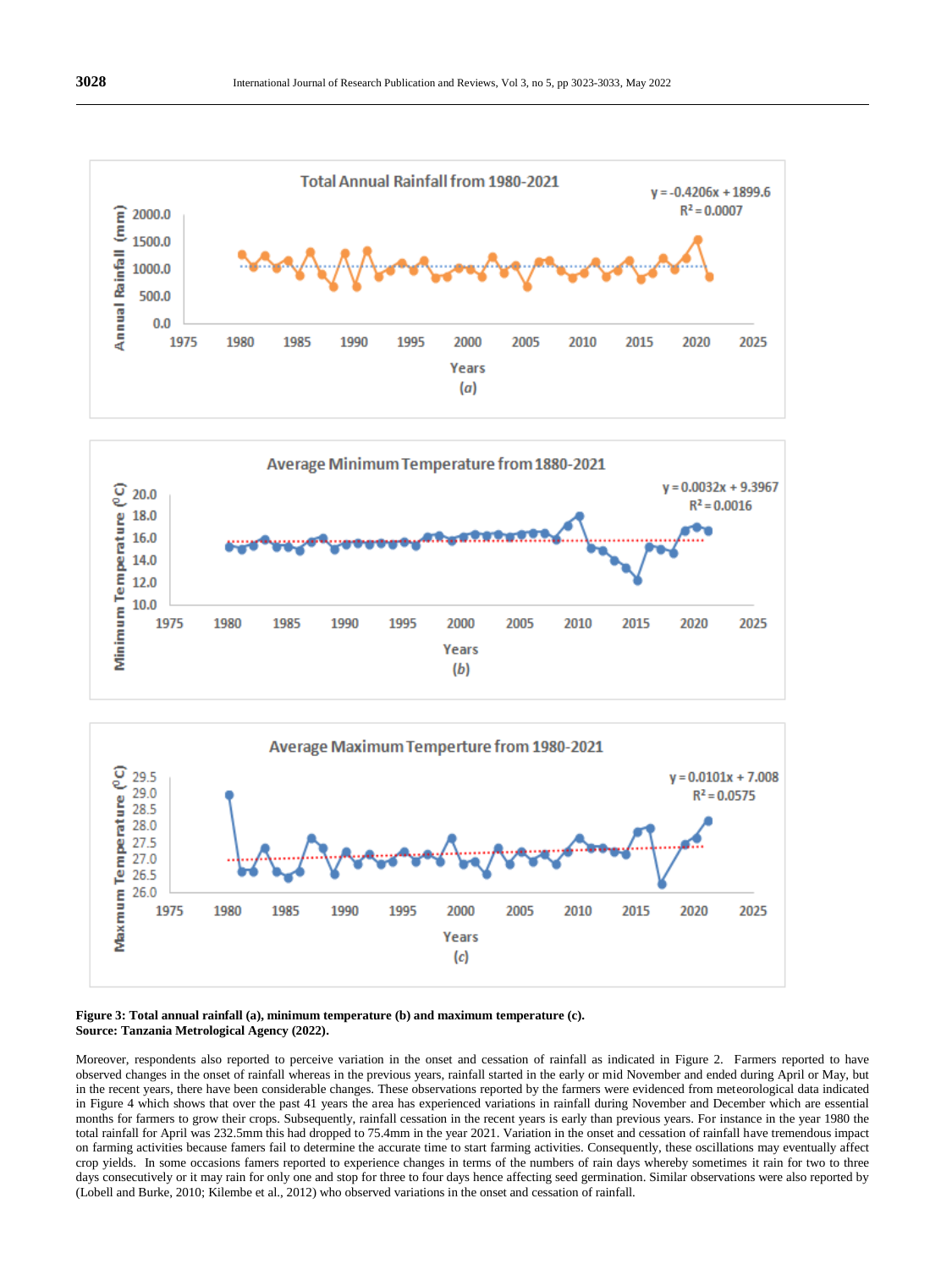**Figure 3: Total annual rainfall (a), minimum temperature (b) and maximum temperature (c).**
**Source: Tanzania Metrological Agency (2022).**

Moreover, respondents also reported to perceive variation in the onset and cessation of rainfall as indicated in Figure 2. Farmers reported to have observed changes in the onset of rainfall whereas in the previous years, rainfall started in the early or mid November and ended during April or May, but in the recent years, there have been considerable changes. These observations reported by the farmers were evidenced from meteorological data indicated in Figure 4 which shows that over the past 41 years the area has experienced variations in rainfall during November and December which are essential months for farmers to grow their crops. Subsequently, rainfall cessation in the recent years is early than previous years. For instance in the year 1980 the total rainfall for April was 232.5mm this had dropped to 75.4mm in the year 2021. Variation in the onset and cessation of rainfall have tremendous impact on farming activities because famers fail to determine the accurate time to start farming activities. Consequently, these oscillations may eventually affect crop yields. In some occasions famers reported to experience changes in terms of the numbers of rain days whereby sometimes it rain for two to three days consecutively or it may rain for only one and stop for three to four days hence affecting seed germination. Similar observations were also reported by (Lobell and Burke, 2010; Kilembe et al., 2012) who observed variations in the onset and cessation of rainfall.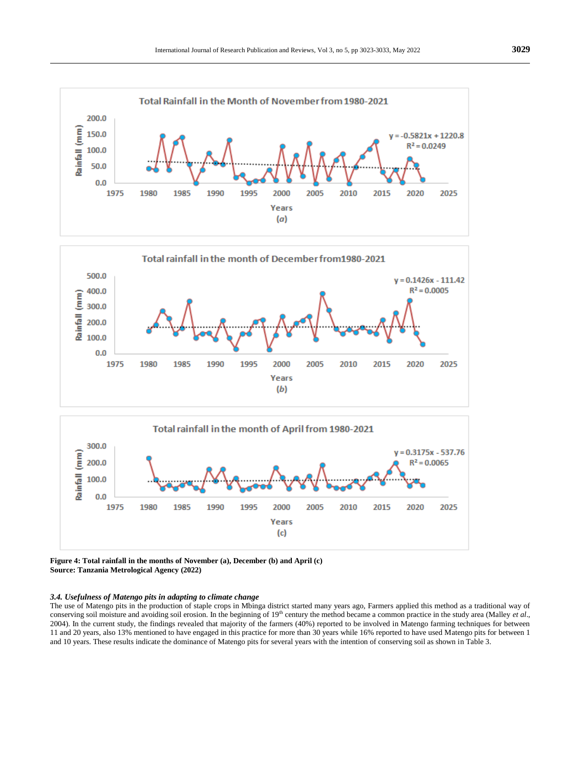**Figure 4: Total rainfall in the months of November (a), December (b) and April (c)**
**Source: Tanzania Metrological Agency (2022)**

### *3.4. Usefulness of Matengo pits in adapting to climate change*

The use of Matengo pits in the production of staple crops in Mbinga district started many years ago, Farmers applied this method as a traditional way of conserving soil moisture and avoiding soil erosion. In the beginning of 19th century the method became a common practice in the study area (Malley *et al*., 2004). In the current study, the findings revealed that majority of the farmers (40%) reported to be involved in Matengo farming techniques for between 11 and 20 years, also 13% mentioned to have engaged in this practice for more than 30 years while 16% reported to have used Matengo pits for between 1 and 10 years. These results indicate the dominance of Matengo pits for several years with the intention of conserving soil as shown in Table 3.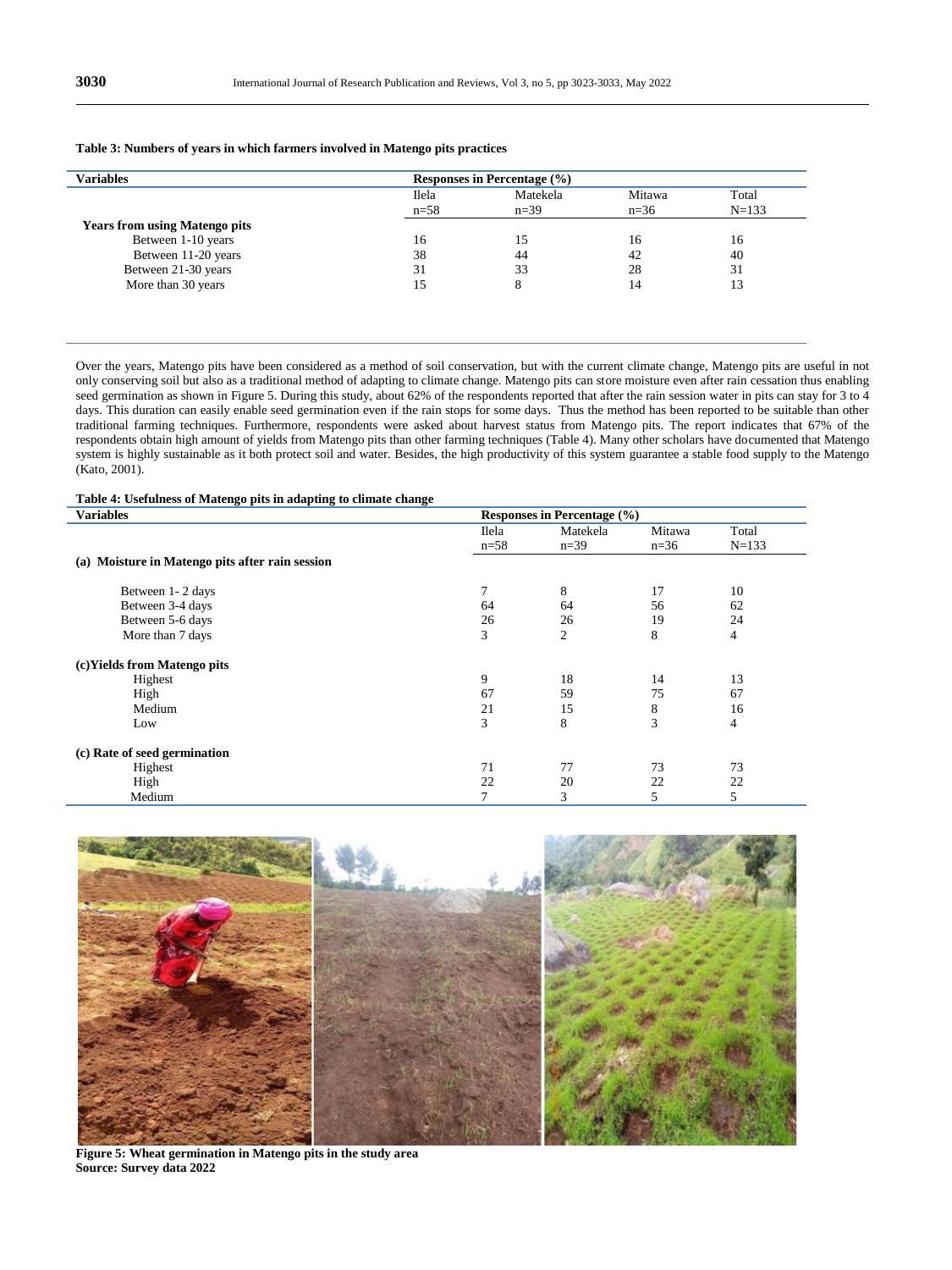**Table 3: Numbers of years in which farmers involved in Matengo pits practices**

| Variables | Responses in Percentage (%) | | | |
|---|---|---|---|---|
| | Ilela n=58 | Matekela n=39 | Mitawa n=36 | Total N=133 |
| **Years from using Matengo pits** | | | | |
| Between 1-10 years | 16 | 15 | 16 | 16 |
| Between 11-20 years | 38 | 44 | 42 | 40 |
| Between 21-30 years | 31 | 33 | 28 | 31 |
| More than 30 years | 15 | 8 | 14 | 13 |

Over the years, Matengo pits have been considered as a method of soil conservation, but with the current climate change, Matengo pits are useful in not only conserving soil but also as a traditional method of adapting to climate change. Matengo pits can store moisture even after rain cessation thus enabling seed germination as shown in Figure 5. During this study, about 62% of the respondents reported that after the rain session water in pits can stay for 3 to 4 days. This duration can easily enable seed germination even if the rain stops for some days. Thus the method has been reported to be suitable than other traditional farming techniques. Furthermore, respondents were asked about harvest status from Matengo pits. The report indicates that 67% of the respondents obtain high amount of yields from Matengo pits than other farming techniques (Table 4). Many other scholars have documented that Matengo system is highly sustainable as it both protect soil and water. Besides, the high productivity of this system guarantee a stable food supply to the Matengo (Kato, 2001).

**Table 4: Usefulness of Matengo pits in adapting to climate change**

| Variables | Responses in Percentage (%) | | | |
|---|---|---|---|---|
| | Ilela n=58 | Matekela n=39 | Mitawa n=36 | Total N=133 |
| **(a) Moisture in Matengo pits after rain session** | | | | |
| Between 1- 2 days | 7 | 8 | 17 | 10 |
| Between 3-4 days | 64 | 64 | 56 | 62 |
| Between 5-6 days | 26 | 26 | 19 | 24 |
| More than 7 days | 3 | 2 | 8 | 4 |
| **(c)Yields from Matengo pits** | | | | |
| Highest | 9 | 18 | 14 | 13 |
| High | 67 | 59 | 75 | 67 |
| Medium | 21 | 15 | 8 | 16 |
| Low | 3 | 8 | 3 | 4 |
| **(c) Rate of seed germination** | | | | |
| Highest | 71 | 77 | 73 | 73 |
| High | 22 | 20 | 22 | 22 |
| Medium | 7 | 3 | 5 | 5 |

**Figure 5: Wheat germination in Matengo pits in the study area**
**Source: Survey data 2022**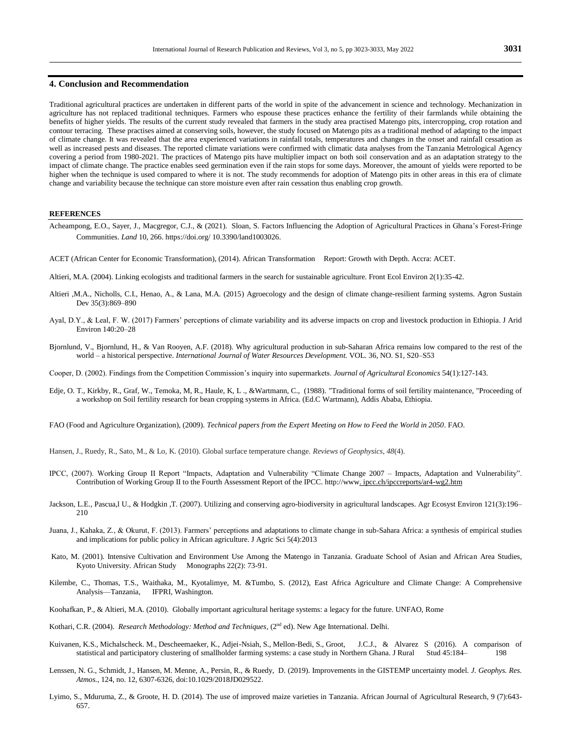## 4. Conclusion and Recommendation

Traditional agricultural practices are undertaken in different parts of the world in spite of the advancement in science and technology. Mechanization in agriculture has not replaced traditional techniques. Farmers who espouse these practices enhance the fertility of their farmlands while obtaining the benefits of higher yields. The results of the current study revealed that farmers in the study area practised Matengo pits, intercropping, crop rotation and contour terracing. These practises aimed at conserving soils, however, the study focused on Matengo pits as a traditional method of adapting to the impact of climate change. It was revealed that the area experienced variations in rainfall totals, temperatures and changes in the onset and rainfall cessation as well as increased pests and diseases. The reported climate variations were confirmed with climatic data analyses from the Tanzania Metrological Agency covering a period from 1980-2021. The practices of Matengo pits have multiplier impact on both soil conservation and as an adaptation strategy to the impact of climate change. The practice enables seed germination even if the rain stops for some days. Moreover, the amount of yields were reported to be higher when the technique is used compared to where it is not. The study recommends for adoption of Matengo pits in other areas in this era of climate change and variability because the technique can store moisture even after rain cessation thus enabling crop growth.

### REFERENCES

Acheampong, E.O., Sayer, J., Macgregor, C.J., & (2021). Sloan, S. Factors Influencing the Adoption of Agricultural Practices in Ghana's Forest-Fringe Communities. *Land* 10, 266. https://doi.org/ 10.3390/land1003026.

ACET (African Center for Economic Transformation), (2014). African Transformation Report: Growth with Depth. Accra: ACET.

Altieri, M.A. (2004). Linking ecologists and traditional farmers in the search for sustainable agriculture. Front Ecol Environ 2(1):35-42.

Altieri ,M.A., Nicholls, C.I., Henao, A., & Lana, M.A. (2015) Agroecology and the design of climate change-resilient farming systems. Agron Sustain Dev 35(3):869–890

Ayal, D.Y., & Leal, F. W. (2017) Farmers' perceptions of climate variability and its adverse impacts on crop and livestock production in Ethiopia. J Arid Environ 140:20–28

Bjornlund, V., Bjornlund, H., & Van Rooyen, A.F. (2018). Why agricultural production in sub-Saharan Africa remains low compared to the rest of the world – a historical perspective. *International Journal of Water Resources Development.* VOL. 36, NO. S1, S20–S53

Cooper, D. (2002). Findings from the Competition Commission's inquiry into supermarkets. *Journal of Agricultural Economics* 54(1):127-143.

Edje, O. T., Kirkby, R., Graf, W., Temoka, M, R., Haule, K, L ., &Wartmann, C., (1988). "Traditional forms of soil fertility maintenance, "Proceeding of a workshop on Soil fertility research for bean cropping systems in Africa. (Ed.C Wartmann), Addis Ababa, Ethiopia.

FAO (Food and Agriculture Organization), (2009). *Technical papers from the Expert Meeting on How to Feed the World in 2050*. FAO.

Hansen, J., Ruedy, R., Sato, M., & Lo, K. (2010). Global surface temperature change. *Reviews of Geophysics*, *48*(4).

IPCC, (2007). Working Group II Report "Impacts, Adaptation and Vulnerability "Climate Change 2007 – Impacts, Adaptation and Vulnerability". Contribution of Working Group II to the Fourth Assessment Report of the IPCC. http://www. ipcc.ch/ipccreports/ar4-wg2.htm

Jackson, L.E., Pascua,l U., & Hodgkin ,T. (2007). Utilizing and conserving agro-biodiversity in agricultural landscapes. Agr Ecosyst Environ 121(3):196–210

Juana, J., Kahaka, Z., & Okurut, F. (2013). Farmers' perceptions and adaptations to climate change in sub-Sahara Africa: a synthesis of empirical studies and implications for public policy in African agriculture. J Agric Sci 5(4):2013

Kato, M. (2001). Intensive Cultivation and Environment Use Among the Matengo in Tanzania. Graduate School of Asian and African Area Studies, Kyoto University. African Study Monographs 22(2): 73-91.

Kilembe, C., Thomas, T.S., Waithaka, M., Kyotalimye, M. &Tumbo, S. (2012), East Africa Agriculture and Climate Change: A Comprehensive Analysis—Tanzania, IFPRI, Washington.

Koohafkan, P., & Altieri, M.A. (2010). Globally important agricultural heritage systems: a legacy for the future. UNFAO, Rome

Kothari, C.R. (2004). *Research Methodology: Method and Techniques*, (2nd ed). New Age International. Delhi.

Kuivanen, K.S., Michalscheck. M., Descheemaeker, K., Adjei-Nsiah, S., Mellon-Bedi, S., Groot, J.C.J., & Alvarez S (2016). A comparison of statistical and participatory clustering of smallholder farming systems: a case study in Northern Ghana. J Rural Stud 45:184– 198

Lenssen, N. G., Schmidt, J., Hansen, M. Menne, A., Persin, R., & Ruedy, D. (2019). Improvements in the GISTEMP uncertainty model. *J. Geophys. Res. Atmos.*, 124, no. 12, 6307-6326, doi:10.1029/2018JD029522.

Lyimo, S., Mduruma, Z., & Groote, H. D. (2014). The use of improved maize varieties in Tanzania. African Journal of Agricultural Research, 9 (7):643-657.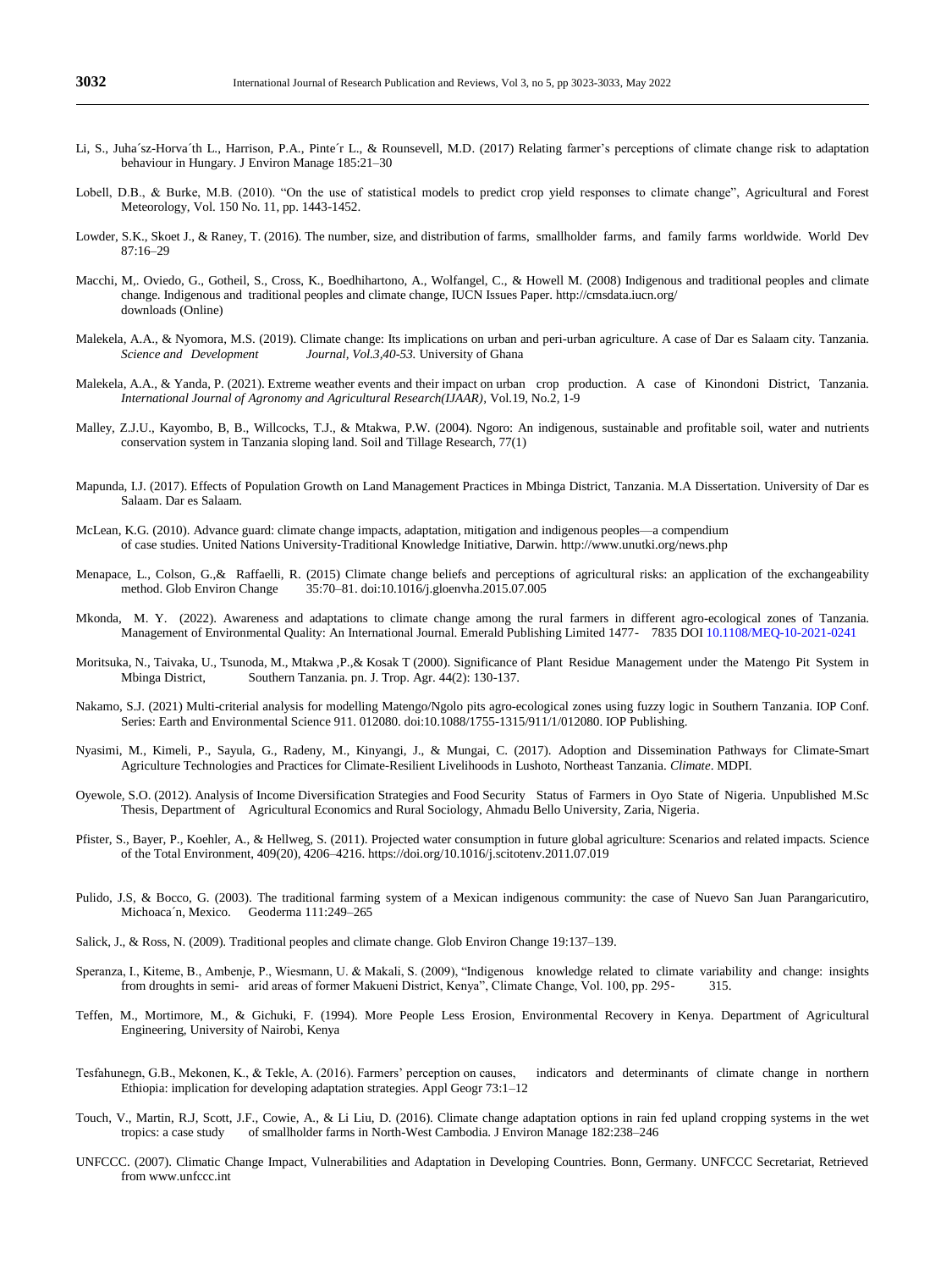Li, S., Juha´sz-Horva´th L., Harrison, P.A., Pinte´r L., & Rounsevell, M.D. (2017) Relating farmer's perceptions of climate change risk to adaptation behaviour in Hungary. J Environ Manage 185:21–30

Lobell, D.B., & Burke, M.B. (2010). "On the use of statistical models to predict crop yield responses to climate change", Agricultural and Forest Meteorology, Vol. 150 No. 11, pp. 1443-1452.

Lowder, S.K., Skoet J., & Raney, T. (2016). The number, size, and distribution of farms, smallholder farms, and family farms worldwide. World Dev 87:16–29

Macchi, M,. Oviedo, G., Gotheil, S., Cross, K., Boedhihartono, A., Wolfangel, C., & Howell M. (2008) Indigenous and traditional peoples and climate change. Indigenous and traditional peoples and climate change, IUCN Issues Paper. http://cmsdata.iucn.org/ downloads (Online)

Malekela, A.A., & Nyomora, M.S. (2019). Climate change: Its implications on urban and peri-urban agriculture. A case of Dar es Salaam city. Tanzania. *Science and Development Journal, Vol.3,40-53.* University of Ghana

Malekela, A.A., & Yanda, P. (2021). Extreme weather events and their impact on urban crop production. A case of Kinondoni District, Tanzania. *International Journal of Agronomy and Agricultural Research(IJAAR)*, Vol.19, No.2, 1-9

Malley, Z.J.U., Kayombo, B, B., Willcocks, T.J., & Mtakwa, P.W. (2004). Ngoro: An indigenous, sustainable and profitable soil, water and nutrients conservation system in Tanzania sloping land. Soil and Tillage Research, 77(1)

Mapunda, I.J. (2017). Effects of Population Growth on Land Management Practices in Mbinga District, Tanzania. M.A Dissertation. University of Dar es Salaam. Dar es Salaam.

McLean, K.G. (2010). Advance guard: climate change impacts, adaptation, mitigation and indigenous peoples—a compendium of case studies. United Nations University-Traditional Knowledge Initiative, Darwin. http://www.unutki.org/news.php

Menapace, L., Colson, G.,& Raffaelli, R. (2015) Climate change beliefs and perceptions of agricultural risks: an application of the exchangeability method. Glob Environ Change 35:70–81. doi:10.1016/j.gloenvha.2015.07.005

Mkonda, M. Y. (2022). Awareness and adaptations to climate change among the rural farmers in different agro-ecological zones of Tanzania. Management of Environmental Quality: An International Journal. Emerald Publishing Limited 1477- 7835 DOI 10.1108/MEQ-10-2021-0241

Moritsuka, N., Taivaka, U., Tsunoda, M., Mtakwa ,P.,& Kosak T (2000). Significance of Plant Residue Management under the Matengo Pit System in Mbinga District, Southern Tanzania. pn. J. Trop. Agr. 44(2): 130-137.

Nakamo, S.J. (2021) Multi-criterial analysis for modelling Matengo/Ngolo pits agro-ecological zones using fuzzy logic in Southern Tanzania. IOP Conf. Series: Earth and Environmental Science 911. 012080. doi:10.1088/1755-1315/911/1/012080. IOP Publishing.

Nyasimi, M., Kimeli, P., Sayula, G., Radeny, M., Kinyangi, J., & Mungai, C. (2017). Adoption and Dissemination Pathways for Climate-Smart Agriculture Technologies and Practices for Climate-Resilient Livelihoods in Lushoto, Northeast Tanzania. *Climate*. MDPI.

Oyewole, S.O. (2012). Analysis of Income Diversification Strategies and Food Security Status of Farmers in Oyo State of Nigeria. Unpublished M.Sc Thesis, Department of Agricultural Economics and Rural Sociology, Ahmadu Bello University, Zaria, Nigeria.

Pfister, S., Bayer, P., Koehler, A., & Hellweg, S. (2011). Projected water consumption in future global agriculture: Scenarios and related impacts. Science of the Total Environment, 409(20), 4206–4216. https://doi.org/10.1016/j.scitotenv.2011.07.019

Pulido, J.S, & Bocco, G. (2003). The traditional farming system of a Mexican indigenous community: the case of Nuevo San Juan Parangaricutiro, Michoaca´n, Mexico. Geoderma 111:249–265

Salick, J., & Ross, N. (2009). Traditional peoples and climate change. Glob Environ Change 19:137–139.

Speranza, I., Kiteme, B., Ambenje, P., Wiesmann, U. & Makali, S. (2009), "Indigenous knowledge related to climate variability and change: insights from droughts in semi- arid areas of former Makueni District, Kenya", Climate Change, Vol. 100, pp. 295- 315.

Teffen, M., Mortimore, M., & Gichuki, F. (1994). More People Less Erosion, Environmental Recovery in Kenya. Department of Agricultural Engineering, University of Nairobi, Kenya

Tesfahunegn, G.B., Mekonen, K., & Tekle, A. (2016). Farmers' perception on causes, indicators and determinants of climate change in northern Ethiopia: implication for developing adaptation strategies. Appl Geogr 73:1–12

Touch, V., Martin, R.J, Scott, J.F., Cowie, A., & Li Liu, D. (2016). Climate change adaptation options in rain fed upland cropping systems in the wet tropics: a case study of smallholder farms in North-West Cambodia. J Environ Manage 182:238–246

UNFCCC. (2007). Climatic Change Impact, Vulnerabilities and Adaptation in Developing Countries. Bonn, Germany. UNFCCC Secretariat, Retrieved from www.unfccc.int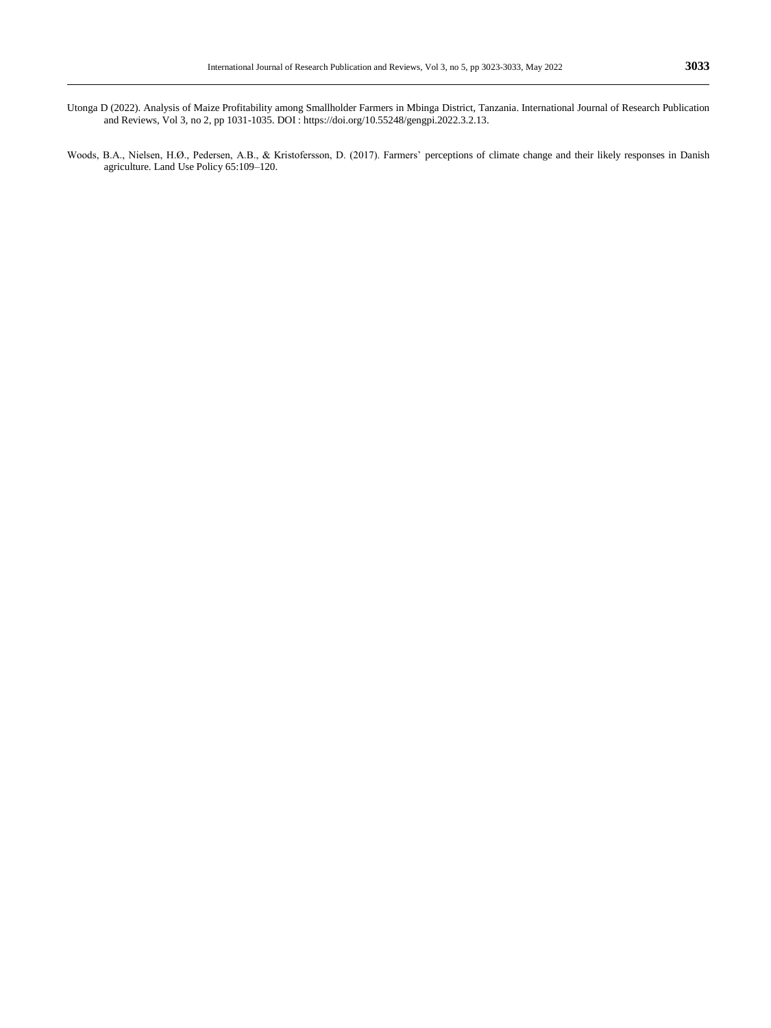Utonga D (2022). Analysis of Maize Profitability among Smallholder Farmers in Mbinga District, Tanzania. International Journal of Research Publication and Reviews, Vol 3, no 2, pp 1031-1035. DOI : https://doi.org/10.55248/gengpi.2022.3.2.13.

Woods, B.A., Nielsen, H.Ø., Pedersen, A.B., & Kristofersson, D. (2017). Farmers' perceptions of climate change and their likely responses in Danish agriculture. Land Use Policy 65:109–120.